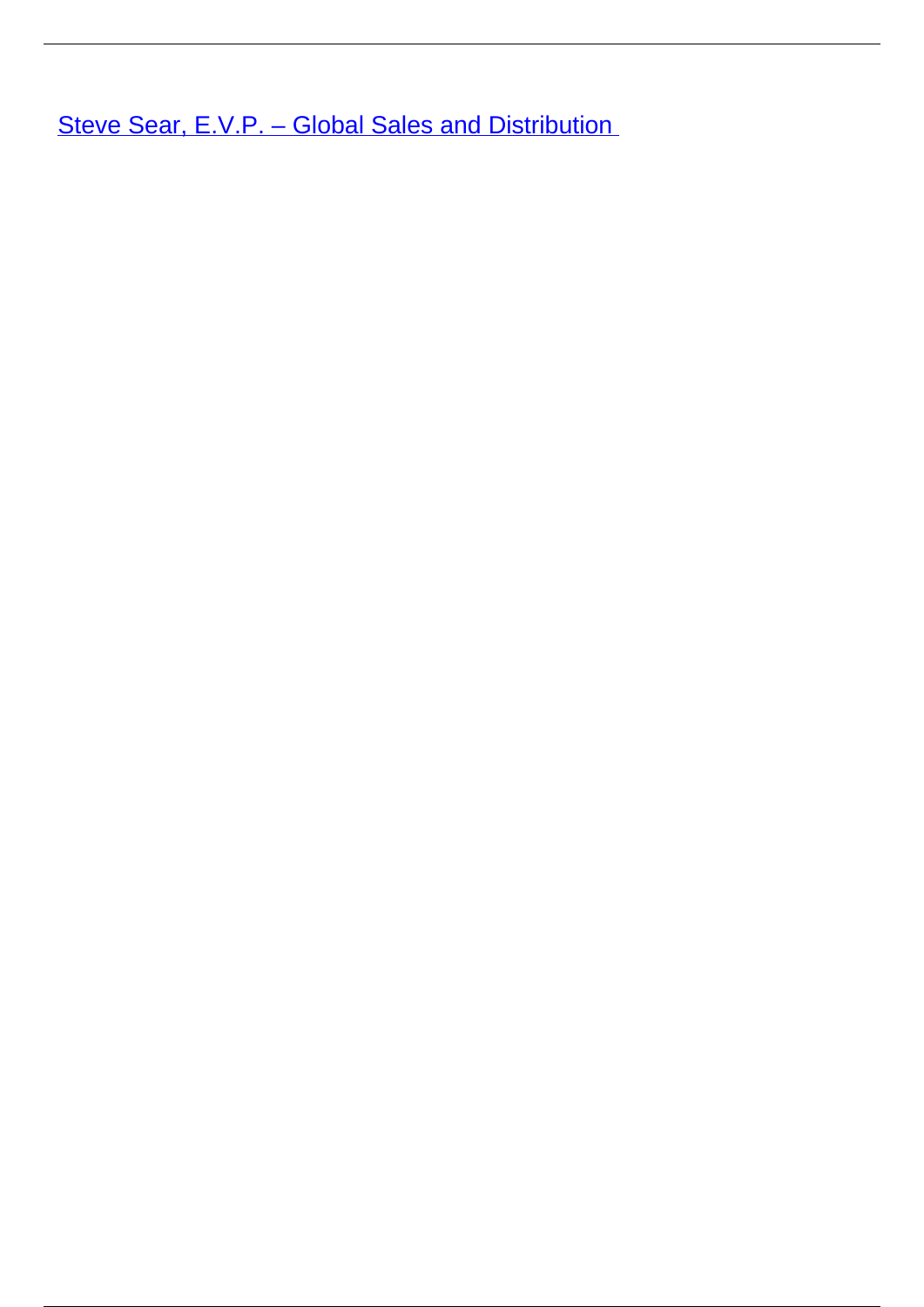Steve Sear, E.V.P. – Global Sales and Distribution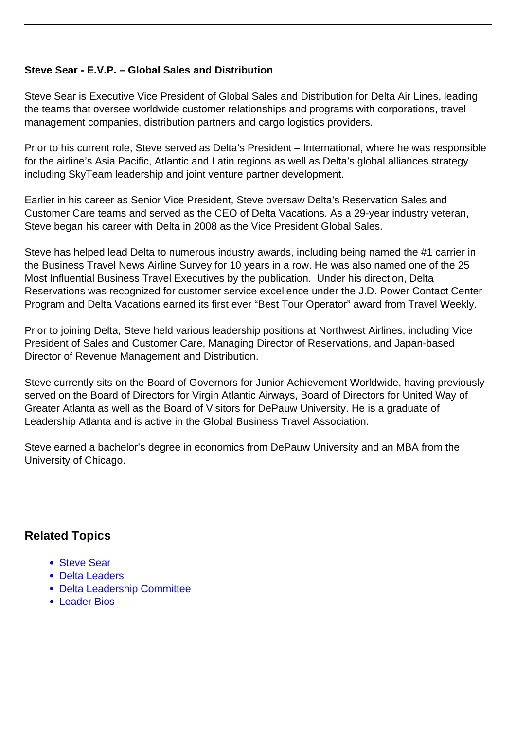**Steve Sear - E.V.P. – Global Sales and Distribution**

Steve Sear is Executive Vice President of Global Sales and Distribution for Delta Air Lines, leading the teams that oversee worldwide customer relationships and programs with corporations, travel management companies, distribution partners and cargo logistics providers.

Prior to his current role, Steve served as Delta's President – International, where he was responsible for the airline's Asia Pacific, Atlantic and Latin regions as well as Delta's global alliances strategy including SkyTeam leadership and joint venture partner development.

Earlier in his career as Senior Vice President, Steve oversaw Delta's Reservation Sales and Customer Care teams and served as the CEO of Delta Vacations. As a 29-year industry veteran, Steve began his career with Delta in 2008 as the Vice President Global Sales.

Steve has helped lead Delta to numerous industry awards, including being named the #1 carrier in the Business Travel News Airline Survey for 10 years in a row. He was also named one of the 25 Most Influential Business Travel Executives by the publication. Under his direction, Delta Reservations was recognized for customer service excellence under the J.D. Power Contact Center Program and Delta Vacations earned its first ever "Best Tour Operator" award from Travel Weekly.

Prior to joining Delta, Steve held various leadership positions at Northwest Airlines, including Vice President of Sales and Customer Care, Managing Director of Reservations, and Japan-based Director of Revenue Management and Distribution.

Steve currently sits on the Board of Governors for Junior Achievement Worldwide, having previously served on the Board of Directors for Virgin Atlantic Airways, Board of Directors for United Way of Greater Atlanta as well as the Board of Visitors for DePauw University. He is a graduate of Leadership Atlanta and is active in the Global Business Travel Association.

Steve earned a bachelor's degree in economics from DePauw University and an MBA from the University of Chicago.

## Related Topics

- Steve Sear
- Delta Leaders
- Delta Leadership Committee
- Leader Bios